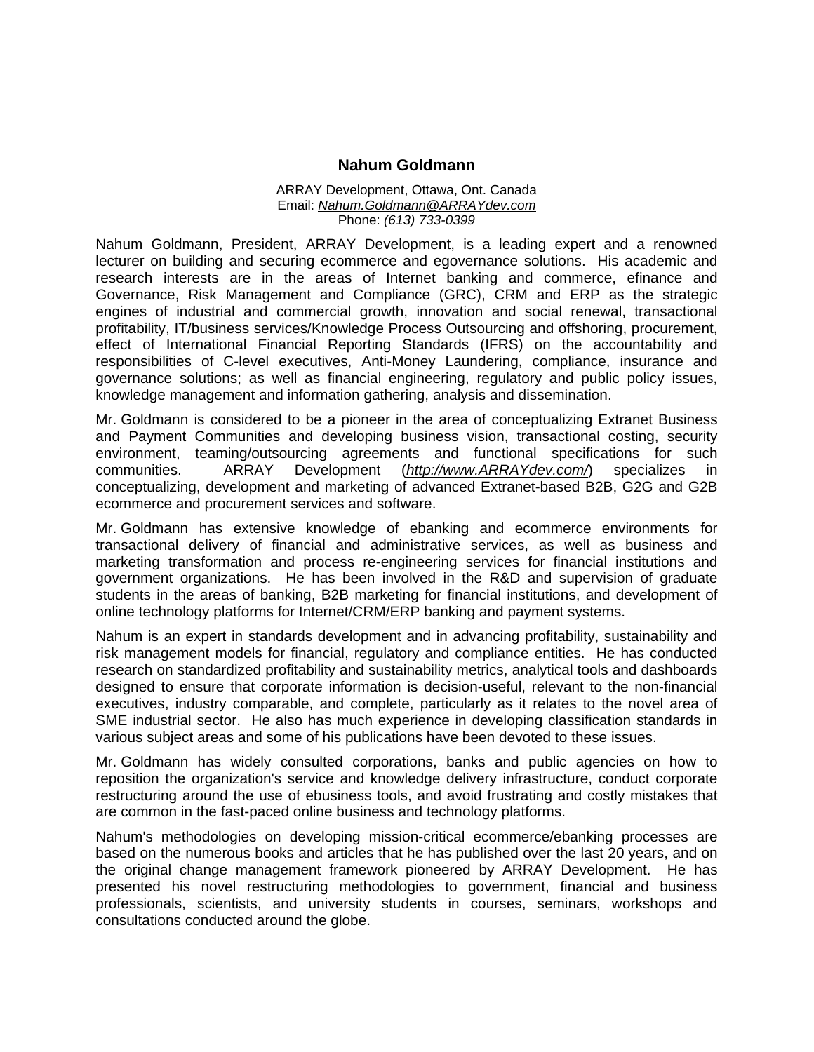# Nahum Goldmann

ARRAY Development, Ottawa, Ont. Canada
Email: *Nahum.Goldmann@ARRAYdev.com*
Phone: *(613) 733-0399*

Nahum Goldmann, President, ARRAY Development, is a leading expert and a renowned lecturer on building and securing ecommerce and egovernance solutions. His academic and research interests are in the areas of Internet banking and commerce, efinance and Governance, Risk Management and Compliance (GRC), CRM and ERP as the strategic engines of industrial and commercial growth, innovation and social renewal, transactional profitability, IT/business services/Knowledge Process Outsourcing and offshoring, procurement, effect of International Financial Reporting Standards (IFRS) on the accountability and responsibilities of C-level executives, Anti-Money Laundering, compliance, insurance and governance solutions; as well as financial engineering, regulatory and public policy issues, knowledge management and information gathering, analysis and dissemination.

Mr. Goldmann is considered to be a pioneer in the area of conceptualizing Extranet Business and Payment Communities and developing business vision, transactional costing, security environment, teaming/outsourcing agreements and functional specifications for such communities. ARRAY Development (*http://www.ARRAYdev.com/*) specializes in conceptualizing, development and marketing of advanced Extranet-based B2B, G2G and G2B ecommerce and procurement services and software.

Mr. Goldmann has extensive knowledge of ebanking and ecommerce environments for transactional delivery of financial and administrative services, as well as business and marketing transformation and process re-engineering services for financial institutions and government organizations. He has been involved in the R&D and supervision of graduate students in the areas of banking, B2B marketing for financial institutions, and development of online technology platforms for Internet/CRM/ERP banking and payment systems.

Nahum is an expert in standards development and in advancing profitability, sustainability and risk management models for financial, regulatory and compliance entities. He has conducted research on standardized profitability and sustainability metrics, analytical tools and dashboards designed to ensure that corporate information is decision-useful, relevant to the non-financial executives, industry comparable, and complete, particularly as it relates to the novel area of SME industrial sector. He also has much experience in developing classification standards in various subject areas and some of his publications have been devoted to these issues.

Mr. Goldmann has widely consulted corporations, banks and public agencies on how to reposition the organization's service and knowledge delivery infrastructure, conduct corporate restructuring around the use of ebusiness tools, and avoid frustrating and costly mistakes that are common in the fast-paced online business and technology platforms.

Nahum's methodologies on developing mission-critical ecommerce/ebanking processes are based on the numerous books and articles that he has published over the last 20 years, and on the original change management framework pioneered by ARRAY Development. He has presented his novel restructuring methodologies to government, financial and business professionals, scientists, and university students in courses, seminars, workshops and consultations conducted around the globe.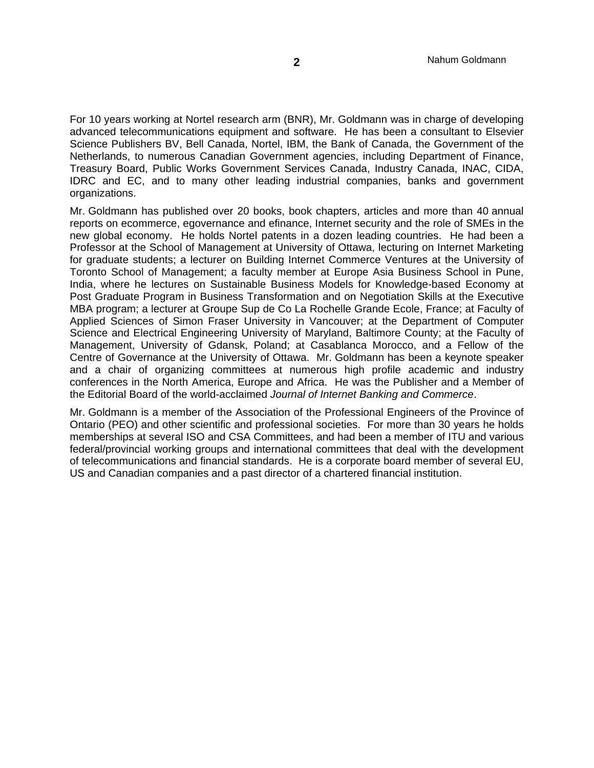For 10 years working at Nortel research arm (BNR), Mr. Goldmann was in charge of developing advanced telecommunications equipment and software. He has been a consultant to Elsevier Science Publishers BV, Bell Canada, Nortel, IBM, the Bank of Canada, the Government of the Netherlands, to numerous Canadian Government agencies, including Department of Finance, Treasury Board, Public Works Government Services Canada, Industry Canada, INAC, CIDA, IDRC and EC, and to many other leading industrial companies, banks and government organizations.

Mr. Goldmann has published over 20 books, book chapters, articles and more than 40 annual reports on ecommerce, egovernance and efinance, Internet security and the role of SMEs in the new global economy. He holds Nortel patents in a dozen leading countries. He had been a Professor at the School of Management at University of Ottawa, lecturing on Internet Marketing for graduate students; a lecturer on Building Internet Commerce Ventures at the University of Toronto School of Management; a faculty member at Europe Asia Business School in Pune, India, where he lectures on Sustainable Business Models for Knowledge-based Economy at Post Graduate Program in Business Transformation and on Negotiation Skills at the Executive MBA program; a lecturer at Groupe Sup de Co La Rochelle Grande Ecole, France; at Faculty of Applied Sciences of Simon Fraser University in Vancouver; at the Department of Computer Science and Electrical Engineering University of Maryland, Baltimore County; at the Faculty of Management, University of Gdansk, Poland; at Casablanca Morocco, and a Fellow of the Centre of Governance at the University of Ottawa. Mr. Goldmann has been a keynote speaker and a chair of organizing committees at numerous high profile academic and industry conferences in the North America, Europe and Africa. He was the Publisher and a Member of the Editorial Board of the world-acclaimed *Journal of Internet Banking and Commerce*.

Mr. Goldmann is a member of the Association of the Professional Engineers of the Province of Ontario (PEO) and other scientific and professional societies. For more than 30 years he holds memberships at several ISO and CSA Committees, and had been a member of ITU and various federal/provincial working groups and international committees that deal with the development of telecommunications and financial standards. He is a corporate board member of several EU, US and Canadian companies and a past director of a chartered financial institution.